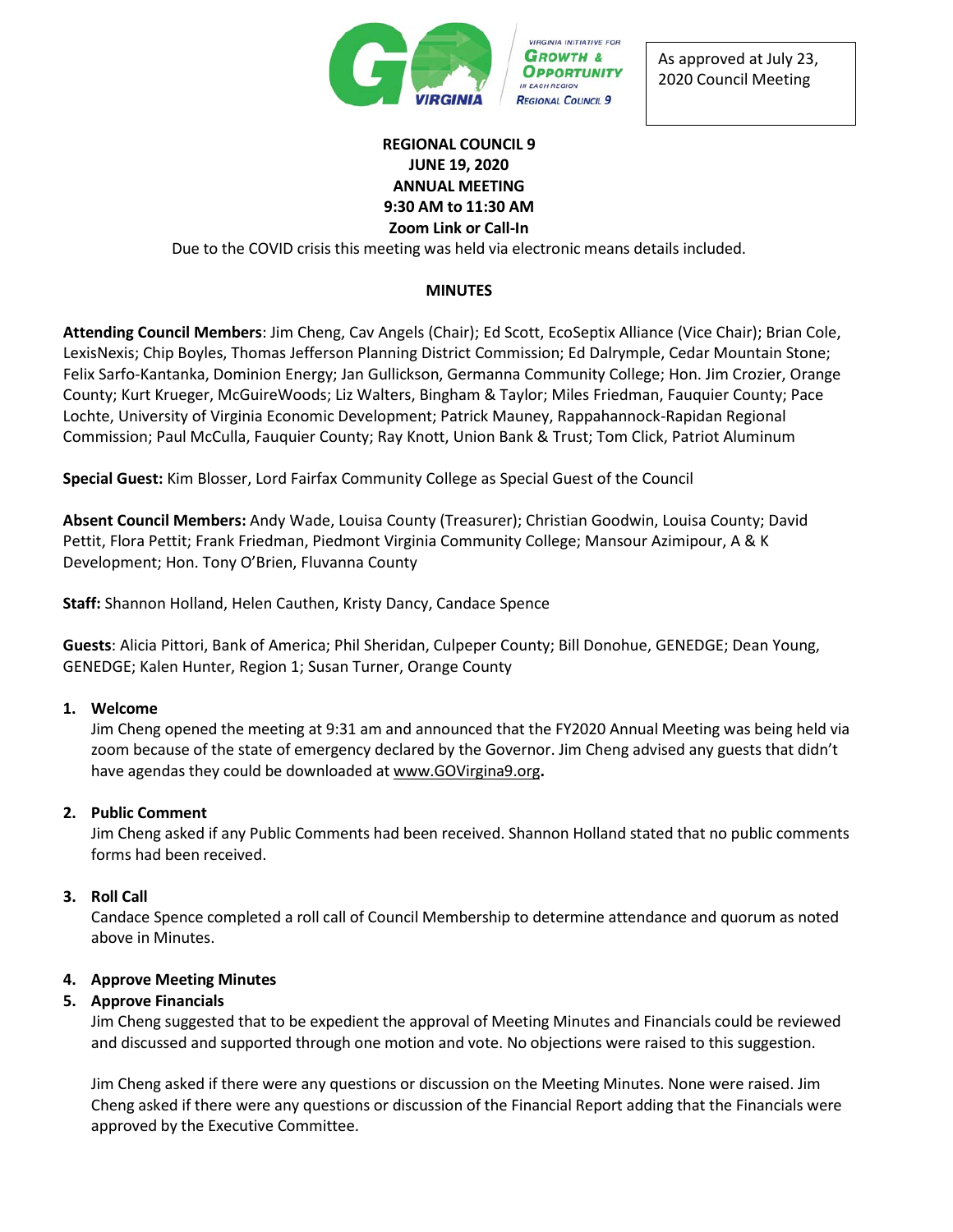As approved at July 23, 2020 Council Meeting

**REGIONAL COUNCIL 9**
**JUNE 19, 2020**
**ANNUAL MEETING**
**9:30 AM to 11:30 AM**
**Zoom Link or Call-In**

Due to the COVID crisis this meeting was held via electronic means details included.

**MINUTES**

**Attending Council Members**: Jim Cheng, Cav Angels (Chair); Ed Scott, EcoSeptix Alliance (Vice Chair); Brian Cole, LexisNexis; Chip Boyles, Thomas Jefferson Planning District Commission; Ed Dalrymple, Cedar Mountain Stone; Felix Sarfo-Kantanka, Dominion Energy; Jan Gullickson, Germanna Community College; Hon. Jim Crozier, Orange County; Kurt Krueger, McGuireWoods; Liz Walters, Bingham & Taylor; Miles Friedman, Fauquier County; Pace Lochte, University of Virginia Economic Development; Patrick Mauney, Rappahannock-Rapidan Regional Commission; Paul McCulla, Fauquier County; Ray Knott, Union Bank & Trust; Tom Click, Patriot Aluminum

**Special Guest:** Kim Blosser, Lord Fairfax Community College as Special Guest of the Council

**Absent Council Members:** Andy Wade, Louisa County (Treasurer); Christian Goodwin, Louisa County; David Pettit, Flora Pettit; Frank Friedman, Piedmont Virginia Community College; Mansour Azimipour, A & K Development; Hon. Tony O'Brien, Fluvanna County

**Staff:** Shannon Holland, Helen Cauthen, Kristy Dancy, Candace Spence

**Guests**: Alicia Pittori, Bank of America; Phil Sheridan, Culpeper County; Bill Donohue, GENEDGE; Dean Young, GENEDGE; Kalen Hunter, Region 1; Susan Turner, Orange County

1. **Welcome**
   Jim Cheng opened the meeting at 9:31 am and announced that the FY2020 Annual Meeting was being held via zoom because of the state of emergency declared by the Governor. Jim Cheng advised any guests that didn't have agendas they could be downloaded at www.GOVirgina9.org**.**

2. **Public Comment**
   Jim Cheng asked if any Public Comments had been received. Shannon Holland stated that no public comments forms had been received.

3. **Roll Call**
   Candace Spence completed a roll call of Council Membership to determine attendance and quorum as noted above in Minutes.

4. **Approve Meeting Minutes**
5. **Approve Financials**
   Jim Cheng suggested that to be expedient the approval of Meeting Minutes and Financials could be reviewed and discussed and supported through one motion and vote. No objections were raised to this suggestion.

   Jim Cheng asked if there were any questions or discussion on the Meeting Minutes. None were raised. Jim Cheng asked if there were any questions or discussion of the Financial Report adding that the Financials were approved by the Executive Committee.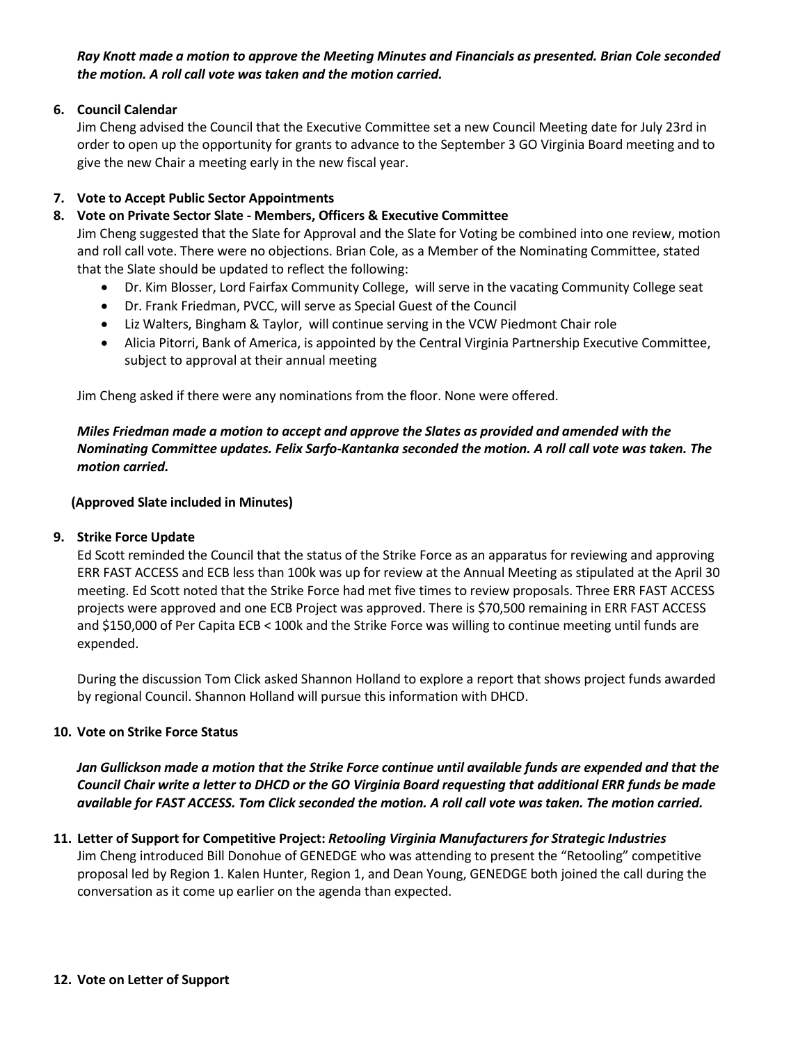***Ray Knott made a motion to approve the Meeting Minutes and Financials as presented. Brian Cole seconded the motion. A roll call vote was taken and the motion carried.***

6. **Council Calendar**
   Jim Cheng advised the Council that the Executive Committee set a new Council Meeting date for July 23rd in order to open up the opportunity for grants to advance to the September 3 GO Virginia Board meeting and to give the new Chair a meeting early in the new fiscal year.

7. **Vote to Accept Public Sector Appointments**

8. **Vote on Private Sector Slate - Members, Officers & Executive Committee**
   Jim Cheng suggested that the Slate for Approval and the Slate for Voting be combined into one review, motion and roll call vote. There were no objections. Brian Cole, as a Member of the Nominating Committee, stated that the Slate should be updated to reflect the following:
   - Dr. Kim Blosser, Lord Fairfax Community College, will serve in the vacating Community College seat
   - Dr. Frank Friedman, PVCC, will serve as Special Guest of the Council
   - Liz Walters, Bingham & Taylor, will continue serving in the VCW Piedmont Chair role
   - Alicia Pitorri, Bank of America, is appointed by the Central Virginia Partnership Executive Committee, subject to approval at their annual meeting

   Jim Cheng asked if there were any nominations from the floor. None were offered.

   ***Miles Friedman made a motion to accept and approve the Slates as provided and amended with the Nominating Committee updates. Felix Sarfo-Kantanka seconded the motion. A roll call vote was taken. The motion carried.***

   **(Approved Slate included in Minutes)**

9. **Strike Force Update**
   Ed Scott reminded the Council that the status of the Strike Force as an apparatus for reviewing and approving ERR FAST ACCESS and ECB less than 100k was up for review at the Annual Meeting as stipulated at the April 30 meeting. Ed Scott noted that the Strike Force had met five times to review proposals. Three ERR FAST ACCESS projects were approved and one ECB Project was approved. There is $70,500 remaining in ERR FAST ACCESS and $150,000 of Per Capita ECB < 100k and the Strike Force was willing to continue meeting until funds are expended.

   During the discussion Tom Click asked Shannon Holland to explore a report that shows project funds awarded by regional Council. Shannon Holland will pursue this information with DHCD.

10. **Vote on Strike Force Status**

    ***Jan Gullickson made a motion that the Strike Force continue until available funds are expended and that the Council Chair write a letter to DHCD or the GO Virginia Board requesting that additional ERR funds be made available for FAST ACCESS. Tom Click seconded the motion. A roll call vote was taken. The motion carried.***

11. **Letter of Support for Competitive Project: *Retooling Virginia Manufacturers for Strategic Industries***
    Jim Cheng introduced Bill Donohue of GENEDGE who was attending to present the "Retooling" competitive proposal led by Region 1. Kalen Hunter, Region 1, and Dean Young, GENEDGE both joined the call during the conversation as it come up earlier on the agenda than expected.

12. **Vote on Letter of Support**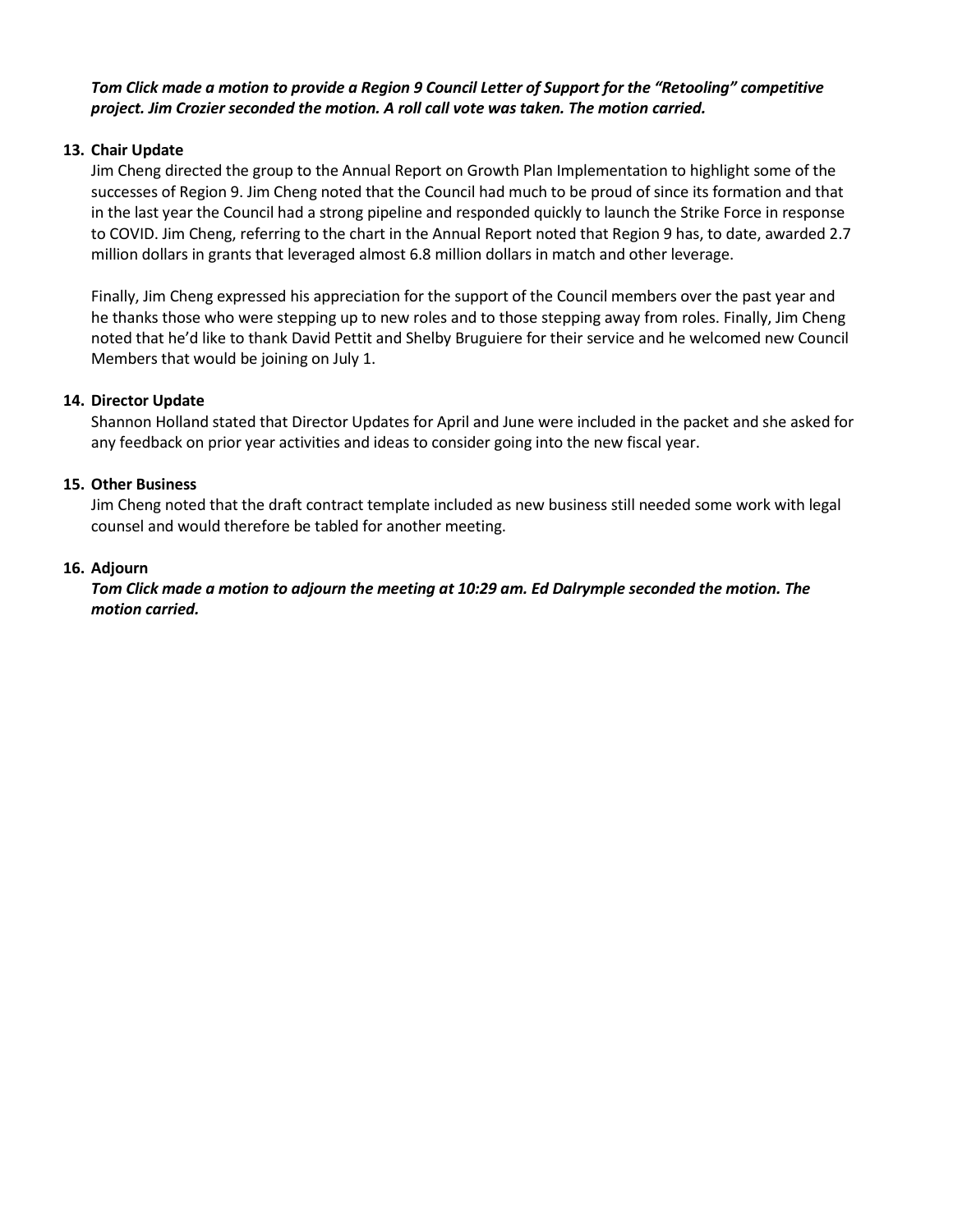***Tom Click made a motion to provide a Region 9 Council Letter of Support for the "Retooling" competitive project. Jim Crozier seconded the motion. A roll call vote was taken. The motion carried.***

**13. Chair Update**

Jim Cheng directed the group to the Annual Report on Growth Plan Implementation to highlight some of the successes of Region 9. Jim Cheng noted that the Council had much to be proud of since its formation and that in the last year the Council had a strong pipeline and responded quickly to launch the Strike Force in response to COVID. Jim Cheng, referring to the chart in the Annual Report noted that Region 9 has, to date, awarded 2.7 million dollars in grants that leveraged almost 6.8 million dollars in match and other leverage.

Finally, Jim Cheng expressed his appreciation for the support of the Council members over the past year and he thanks those who were stepping up to new roles and to those stepping away from roles. Finally, Jim Cheng noted that he'd like to thank David Pettit and Shelby Bruguiere for their service and he welcomed new Council Members that would be joining on July 1.

**14. Director Update**

Shannon Holland stated that Director Updates for April and June were included in the packet and she asked for any feedback on prior year activities and ideas to consider going into the new fiscal year.

**15. Other Business**

Jim Cheng noted that the draft contract template included as new business still needed some work with legal counsel and would therefore be tabled for another meeting.

**16. Adjourn**

***Tom Click made a motion to adjourn the meeting at 10:29 am. Ed Dalrymple seconded the motion. The motion carried.***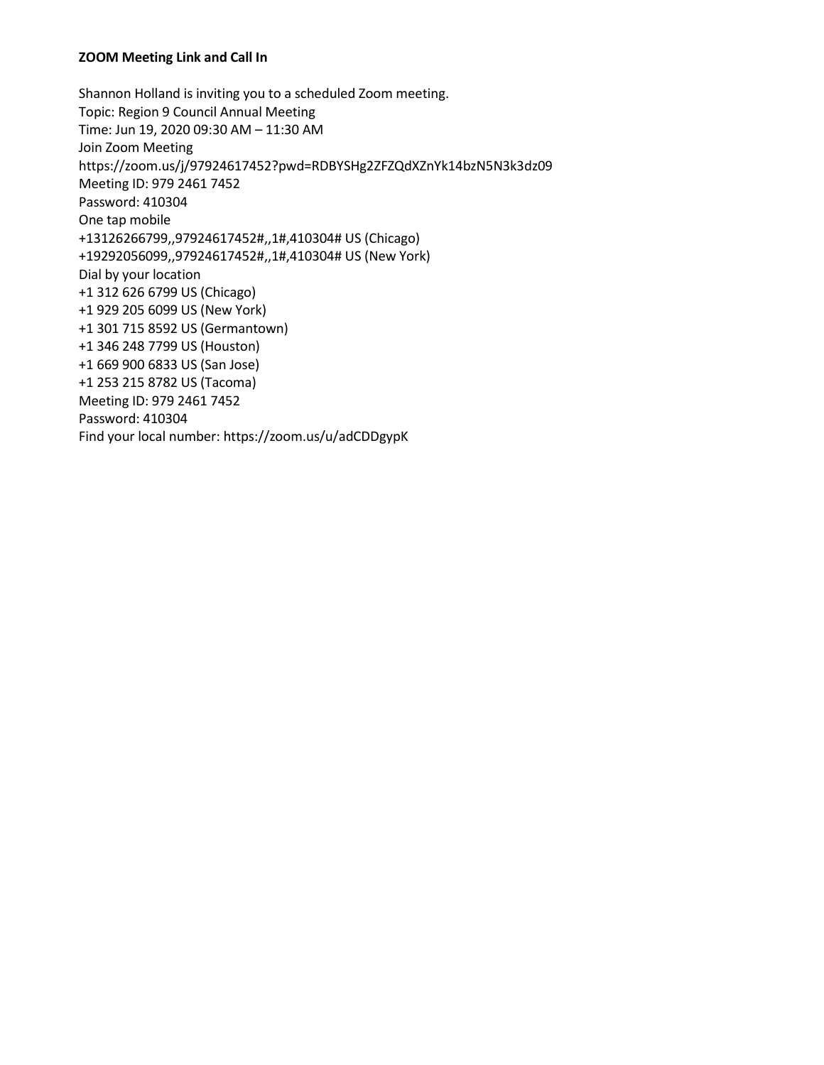**ZOOM Meeting Link and Call In**

Shannon Holland is inviting you to a scheduled Zoom meeting.
Topic: Region 9 Council Annual Meeting
Time: Jun 19, 2020 09:30 AM – 11:30 AM
Join Zoom Meeting
https://zoom.us/j/97924617452?pwd=RDBYSHg2ZFZQdXZnYk14bzN5N3k3dz09
Meeting ID: 979 2461 7452
Password: 410304
One tap mobile
+13126266799,,97924617452#,,1#,410304# US (Chicago)
+19292056099,,97924617452#,,1#,410304# US (New York)
Dial by your location
+1 312 626 6799 US (Chicago)
+1 929 205 6099 US (New York)
+1 301 715 8592 US (Germantown)
+1 346 248 7799 US (Houston)
+1 669 900 6833 US (San Jose)
+1 253 215 8782 US (Tacoma)
Meeting ID: 979 2461 7452
Password: 410304
Find your local number: https://zoom.us/u/adCDDgypK